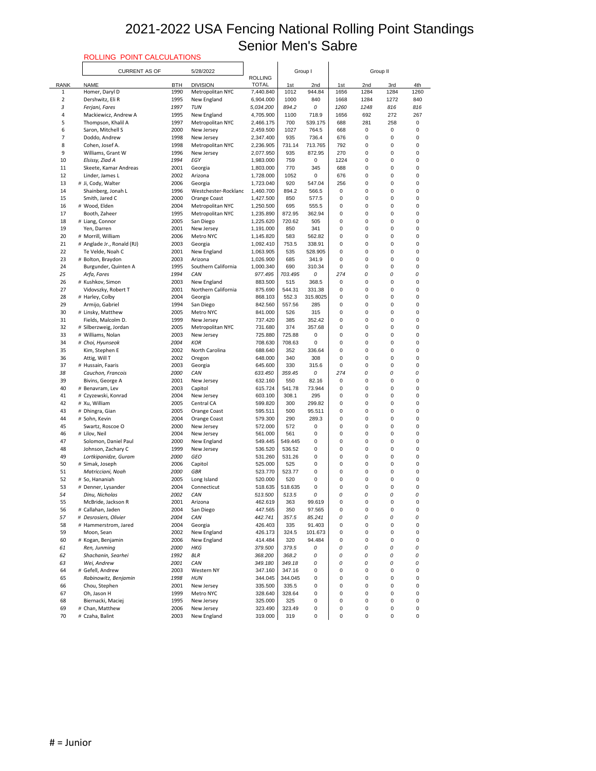# 2021-2022 USA Fencing National Rolling Point Standings
## Senior Men's Sabre

ROLLING POINT CALCULATIONS

CURRENT AS OF 5/28/2022

| RANK | NAME | BTH | DIVISION | ROLLING TOTAL | Group I | | Group II | | | |
|---|---|---|---|---|---|---|---|---|---|---|
| | | | | | 1st | 2nd | 1st | 2nd | 3rd | 4th |
| 1 | Homer, Daryl D | 1990 | Metropolitan NYC | 7,440.840 | 1012 | 944.84 | 1656 | 1284 | 1284 | 1260 |
| 2 | Dershwitz, Eli R | 1995 | New England | 6,904.000 | 1000 | 840 | 1668 | 1284 | 1272 | 840 |
| *3* | *Ferjani, Fares* | *1997* | *TUN* | *5,034.200* | *894.2* | *0* | *1260* | *1248* | *816* | *816* |
| 4 | Mackiewicz, Andrew A | 1995 | New England | 4,705.900 | 1100 | 718.9 | 1656 | 692 | 272 | 267 |
| 5 | Thompson, Khalil A | 1997 | Metropolitan NYC | 2,466.175 | 700 | 539.175 | 688 | 281 | 258 | 0 |
| 6 | Saron, Mitchell S | 2000 | New Jersey | 2,459.500 | 1027 | 764.5 | 668 | 0 | 0 | 0 |
| 7 | Doddo, Andrew | 1998 | New Jersey | 2,347.400 | 935 | 736.4 | 676 | 0 | 0 | 0 |
| 8 | Cohen, Josef A. | 1998 | Metropolitan NYC | 2,236.905 | 731.14 | 713.765 | 792 | 0 | 0 | 0 |
| 9 | Williams, Grant W | 1996 | New Jersey | 2,077.950 | 935 | 872.95 | 270 | 0 | 0 | 0 |
| *10* | *Elsissy, Ziad A* | *1994* | *EGY* | *1,983.000* | *759* | *0* | *1224* | *0* | *0* | *0* |
| 11 | Skeete, Kamar Andreas | 2001 | Georgia | 1,803.000 | 770 | 345 | 688 | 0 | 0 | 0 |
| 12 | Linder, James L | 2002 | Arizona | 1,728.000 | 1052 | 0 | 676 | 0 | 0 | 0 |
| 13 | # Ji, Cody, Walter | 2006 | Georgia | 1,723.040 | 920 | 547.04 | 256 | 0 | 0 | 0 |
| 14 | Shainberg, Jonah L | 1996 | Westchester-Rocklanc | 1,460.700 | 894.2 | 566.5 | 0 | 0 | 0 | 0 |
| 15 | Smith, Jared C | 2000 | Orange Coast | 1,427.500 | 850 | 577.5 | 0 | 0 | 0 | 0 |
| 16 | # Wood, Elden | 2004 | Metropolitan NYC | 1,250.500 | 695 | 555.5 | 0 | 0 | 0 | 0 |
| 17 | Booth, Zaheer | 1995 | Metropolitan NYC | 1,235.890 | 872.95 | 362.94 | 0 | 0 | 0 | 0 |
| 18 | # Liang, Connor | 2005 | San Diego | 1,225.620 | 720.62 | 505 | 0 | 0 | 0 | 0 |
| 19 | Yen, Darren | 2001 | New Jersey | 1,191.000 | 850 | 341 | 0 | 0 | 0 | 0 |
| 20 | # Morrill, William | 2006 | Metro NYC | 1,145.820 | 583 | 562.82 | 0 | 0 | 0 | 0 |
| 21 | # Anglade Jr., Ronald (RJ) | 2003 | Georgia | 1,092.410 | 753.5 | 338.91 | 0 | 0 | 0 | 0 |
| 22 | Te Velde, Noah C | 2001 | New England | 1,063.905 | 535 | 528.905 | 0 | 0 | 0 | 0 |
| 23 | # Bolton, Braydon | 2003 | Arizona | 1,026.900 | 685 | 341.9 | 0 | 0 | 0 | 0 |
| 24 | Burgunder, Quinten A | 1995 | Southern California | 1,000.340 | 690 | 310.34 | 0 | 0 | 0 | 0 |
| *25* | *Arfa, Fares* | *1994* | *CAN* | *977.495* | *703.495* | *0* | *274* | *0* | *0* | *0* |
| 26 | # Kushkov, Simon | 2003 | New England | 883.500 | 515 | 368.5 | 0 | 0 | 0 | 0 |
| 27 | Vidovszky, Robert T | 2001 | Northern California | 875.690 | 544.31 | 331.38 | 0 | 0 | 0 | 0 |
| 28 | # Harley, Colby | 2004 | Georgia | 868.103 | 552.3 | 315.8025 | 0 | 0 | 0 | 0 |
| 29 | Armijo, Gabriel | 1994 | San Diego | 842.560 | 557.56 | 285 | 0 | 0 | 0 | 0 |
| 30 | # Linsky, Matthew | 2005 | Metro NYC | 841.000 | 526 | 315 | 0 | 0 | 0 | 0 |
| 31 | Fields, Malcolm D. | 1999 | New Jersey | 737.420 | 385 | 352.42 | 0 | 0 | 0 | 0 |
| 32 | # Silberzweig, Jordan | 2005 | Metropolitan NYC | 731.680 | 374 | 357.68 | 0 | 0 | 0 | 0 |
| 33 | # Williams, Nolan | 2003 | New Jersey | 725.880 | 725.88 | 0 | 0 | 0 | 0 | 0 |
| *34* | *# Choi, Hyunseok* | *2004* | *KOR* | *708.630* | *708.63* | *0* | *0* | *0* | *0* | *0* |
| 35 | Kim, Stephen E | 2002 | North Carolina | 688.640 | 352 | 336.64 | 0 | 0 | 0 | 0 |
| 36 | Attig, Will T | 2002 | Oregon | 648.000 | 340 | 308 | 0 | 0 | 0 | 0 |
| 37 | # Hussain, Faaris | 2003 | Georgia | 645.600 | 330 | 315.6 | 0 | 0 | 0 | 0 |
| *38* | *Cauchon, Francois* | *2000* | *CAN* | *633.450* | *359.45* | *0* | *274* | *0* | *0* | *0* |
| 39 | Bivins, George A | 2001 | New Jersey | 632.160 | 550 | 82.16 | 0 | 0 | 0 | 0 |
| 40 | # Benavram, Lev | 2003 | Capitol | 615.724 | 541.78 | 73.944 | 0 | 0 | 0 | 0 |
| 41 | # Czyzewski, Konrad | 2004 | New Jersey | 603.100 | 308.1 | 295 | 0 | 0 | 0 | 0 |
| 42 | # Xu, William | 2005 | Central CA | 599.820 | 300 | 299.82 | 0 | 0 | 0 | 0 |
| 43 | # Dhingra, Gian | 2005 | Orange Coast | 595.511 | 500 | 95.511 | 0 | 0 | 0 | 0 |
| 44 | # Sohn, Kevin | 2004 | Orange Coast | 579.300 | 290 | 289.3 | 0 | 0 | 0 | 0 |
| 45 | Swartz, Roscoe O | 2000 | New Jersey | 572.000 | 572 | 0 | 0 | 0 | 0 | 0 |
| 46 | # Lilov, Neil | 2004 | New Jersey | 561.000 | 561 | 0 | 0 | 0 | 0 | 0 |
| 47 | Solomon, Daniel Paul | 2000 | New England | 549.445 | 549.445 | 0 | 0 | 0 | 0 | 0 |
| 48 | Johnson, Zachary C | 1999 | New Jersey | 536.520 | 536.52 | 0 | 0 | 0 | 0 | 0 |
| *49* | *Lortkipanidze, Guram* | *2000* | *GEO* | *531.260* | *531.26* | *0* | *0* | *0* | *0* | *0* |
| 50 | # Simak, Joseph | 2006 | Capitol | 525.000 | 525 | 0 | 0 | 0 | 0 | 0 |
| *51* | *Matricciani, Noah* | *2000* | *GBR* | *523.770* | *523.77* | *0* | *0* | *0* | *0* | *0* |
| 52 | # So, Hananiah | 2005 | Long Island | 520.000 | 520 | 0 | 0 | 0 | 0 | 0 |
| 53 | # Denner, Lysander | 2004 | Connecticut | 518.635 | 518.635 | 0 | 0 | 0 | 0 | 0 |
| *54* | *Dinu, Nicholas* | *2002* | *CAN* | *513.500* | *513.5* | *0* | *0* | *0* | *0* | *0* |
| 55 | McBride, Jackson R | 2001 | Arizona | 462.619 | 363 | 99.619 | 0 | 0 | 0 | 0 |
| 56 | # Callahan, Jaden | 2004 | San Diego | 447.565 | 350 | 97.565 | 0 | 0 | 0 | 0 |
| *57* | *# Desrosiers, Olivier* | *2004* | *CAN* | *442.741* | *357.5* | *85.241* | *0* | *0* | *0* | *0* |
| 58 | # Hammerstrom, Jared | 2004 | Georgia | 426.403 | 335 | 91.403 | 0 | 0 | 0 | 0 |
| 59 | Moon, Sean | 2002 | New England | 426.173 | 324.5 | 101.673 | 0 | 0 | 0 | 0 |
| 60 | # Kogan, Benjamin | 2006 | New England | 414.484 | 320 | 94.484 | 0 | 0 | 0 | 0 |
| *61* | *Ren, Junming* | *2000* | *HKG* | *379.500* | *379.5* | *0* | *0* | *0* | *0* | *0* |
| *62* | *Shachanin, Searhei* | *1992* | *BLR* | *368.200* | *368.2* | *0* | *0* | *0* | *0* | *0* |
| *63* | *Wei, Andrew* | *2001* | *CAN* | *349.180* | *349.18* | *0* | *0* | *0* | *0* | *0* |
| 64 | # Gefell, Andrew | 2003 | Western NY | 347.160 | 347.16 | 0 | 0 | 0 | 0 | 0 |
| *65* | *Rabinowitz, Benjamin* | *1998* | *HUN* | *344.045* | *344.045* | *0* | *0* | *0* | *0* | *0* |
| 66 | Chou, Stephen | 2001 | New Jersey | 335.500 | 335.5 | 0 | 0 | 0 | 0 | 0 |
| 67 | Oh, Jason H | 1999 | Metro NYC | 328.640 | 328.64 | 0 | 0 | 0 | 0 | 0 |
| 68 | Biernacki, Maciej | 1995 | New Jersey | 325.000 | 325 | 0 | 0 | 0 | 0 | 0 |
| 69 | # Chan, Matthew | 2006 | New Jersey | 323.490 | 323.49 | 0 | 0 | 0 | 0 | 0 |
| 70 | # Czaha, Balint | 2003 | New England | 319.000 | 319 | 0 | 0 | 0 | 0 | 0 |

# = Junior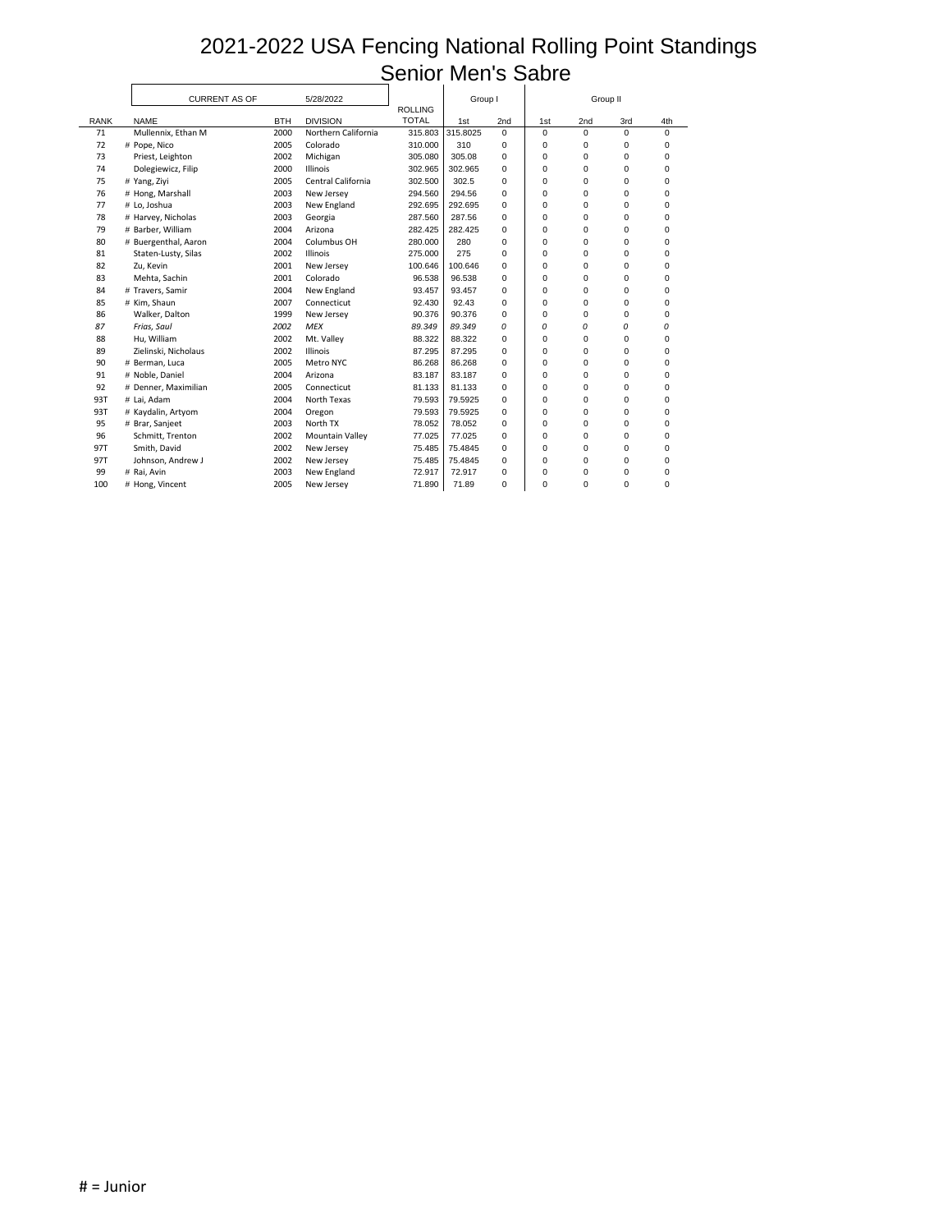# 2021-2022 USA Fencing National Rolling Point Standings
## Senior Men's Sabre

| | CURRENT AS OF | | 5/28/2022 | ROLLING | Group I | | Group II | | | |
|---|---|---|---|---|---|---|---|---|---|---|
| RANK | NAME | BTH | DIVISION | TOTAL | 1st | 2nd | 1st | 2nd | 3rd | 4th |
| 71 | Mullennix, Ethan M | 2000 | Northern California | 315.803 | 315.8025 | 0 | 0 | 0 | 0 | 0 |
| 72 | # Pope, Nico | 2005 | Colorado | 310.000 | 310 | 0 | 0 | 0 | 0 | 0 |
| 73 | Priest, Leighton | 2002 | Michigan | 305.080 | 305.08 | 0 | 0 | 0 | 0 | 0 |
| 74 | Dolegiewicz, Filip | 2000 | Illinois | 302.965 | 302.965 | 0 | 0 | 0 | 0 | 0 |
| 75 | # Yang, Ziyi | 2005 | Central California | 302.500 | 302.5 | 0 | 0 | 0 | 0 | 0 |
| 76 | # Hong, Marshall | 2003 | New Jersey | 294.560 | 294.56 | 0 | 0 | 0 | 0 | 0 |
| 77 | # Lo, Joshua | 2003 | New England | 292.695 | 292.695 | 0 | 0 | 0 | 0 | 0 |
| 78 | # Harvey, Nicholas | 2003 | Georgia | 287.560 | 287.56 | 0 | 0 | 0 | 0 | 0 |
| 79 | # Barber, William | 2004 | Arizona | 282.425 | 282.425 | 0 | 0 | 0 | 0 | 0 |
| 80 | # Buergenthal, Aaron | 2004 | Columbus OH | 280.000 | 280 | 0 | 0 | 0 | 0 | 0 |
| 81 | Staten-Lusty, Silas | 2002 | Illinois | 275.000 | 275 | 0 | 0 | 0 | 0 | 0 |
| 82 | Zu, Kevin | 2001 | New Jersey | 100.646 | 100.646 | 0 | 0 | 0 | 0 | 0 |
| 83 | Mehta, Sachin | 2001 | Colorado | 96.538 | 96.538 | 0 | 0 | 0 | 0 | 0 |
| 84 | # Travers, Samir | 2004 | New England | 93.457 | 93.457 | 0 | 0 | 0 | 0 | 0 |
| 85 | # Kim, Shaun | 2007 | Connecticut | 92.430 | 92.43 | 0 | 0 | 0 | 0 | 0 |
| 86 | Walker, Dalton | 1999 | New Jersey | 90.376 | 90.376 | 0 | 0 | 0 | 0 | 0 |
| *87* | *Frias, Saul* | *2002* | *MEX* | *89.349* | *89.349* | *0* | *0* | *0* | *0* | *0* |
| 88 | Hu, William | 2002 | Mt. Valley | 88.322 | 88.322 | 0 | 0 | 0 | 0 | 0 |
| 89 | Zielinski, Nicholaus | 2002 | Illinois | 87.295 | 87.295 | 0 | 0 | 0 | 0 | 0 |
| 90 | # Berman, Luca | 2005 | Metro NYC | 86.268 | 86.268 | 0 | 0 | 0 | 0 | 0 |
| 91 | # Noble, Daniel | 2004 | Arizona | 83.187 | 83.187 | 0 | 0 | 0 | 0 | 0 |
| 92 | # Denner, Maximilian | 2005 | Connecticut | 81.133 | 81.133 | 0 | 0 | 0 | 0 | 0 |
| 93T | # Lai, Adam | 2004 | North Texas | 79.593 | 79.5925 | 0 | 0 | 0 | 0 | 0 |
| 93T | # Kaydalin, Artyom | 2004 | Oregon | 79.593 | 79.5925 | 0 | 0 | 0 | 0 | 0 |
| 95 | # Brar, Sanjeet | 2003 | North TX | 78.052 | 78.052 | 0 | 0 | 0 | 0 | 0 |
| 96 | Schmitt, Trenton | 2002 | Mountain Valley | 77.025 | 77.025 | 0 | 0 | 0 | 0 | 0 |
| 97T | Smith, David | 2002 | New Jersey | 75.485 | 75.4845 | 0 | 0 | 0 | 0 | 0 |
| 97T | Johnson, Andrew J | 2002 | New Jersey | 75.485 | 75.4845 | 0 | 0 | 0 | 0 | 0 |
| 99 | # Rai, Avin | 2003 | New England | 72.917 | 72.917 | 0 | 0 | 0 | 0 | 0 |
| 100 | # Hong, Vincent | 2005 | New Jersey | 71.890 | 71.89 | 0 | 0 | 0 | 0 | 0 |

# = Junior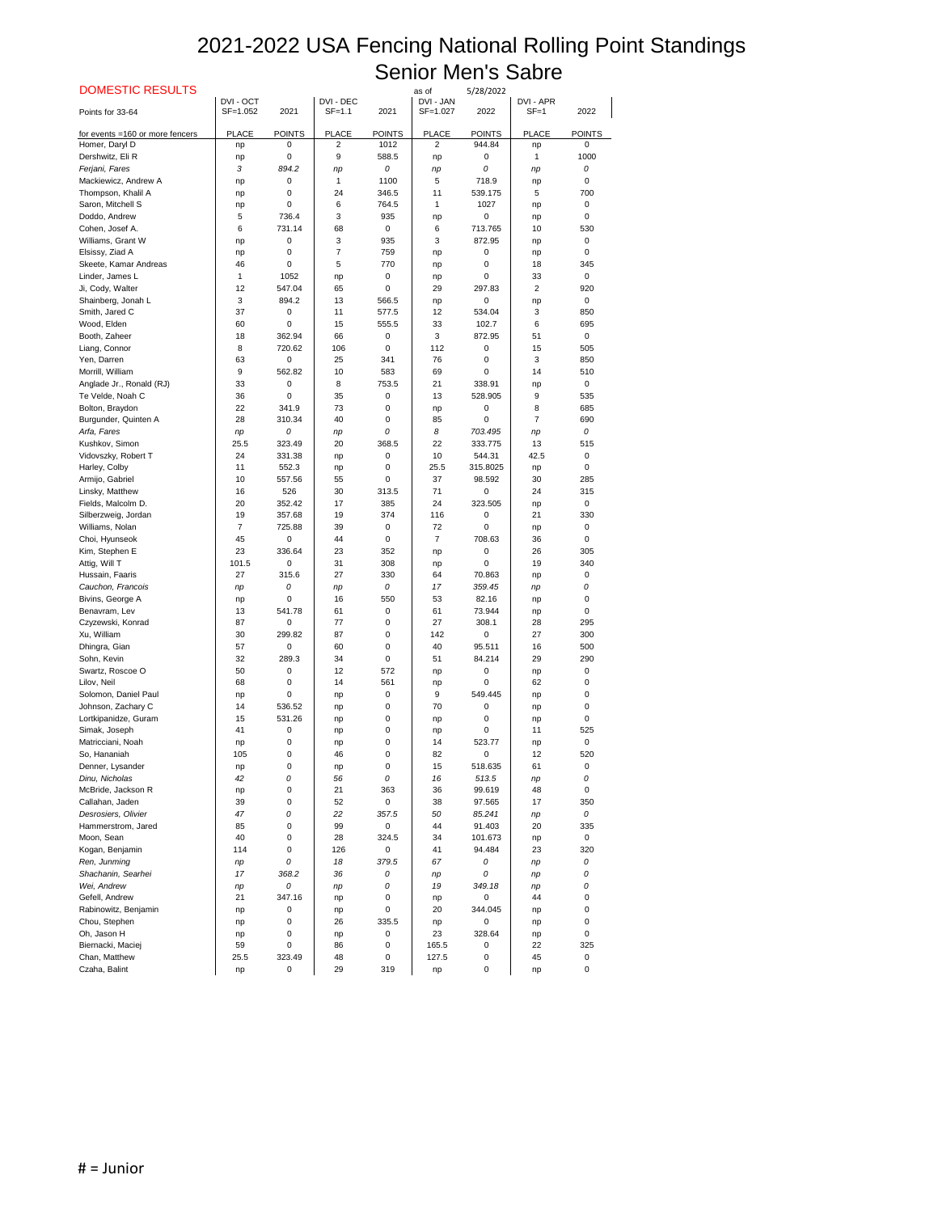# 2021-2022 USA Fencing National Rolling Point Standings

## Senior Men's Sabre

DOMESTIC RESULTS

as of 5/28/2022

| Points for 33-64 | DVI - OCT SF=1.052 | 2021 | DVI - DEC SF=1.1 | 2021 | DVI - JAN SF=1.027 | 2022 | DVI - APR SF=1 | 2022 |
|---|---|---|---|---|---|---|---|---|
| for events =160 or more fencers | PLACE | POINTS | PLACE | POINTS | PLACE | POINTS | PLACE | POINTS |
| Homer, Daryl D | np | 0 | 2 | 1012 | 2 | 944.84 | np | 0 |
| Dershwitz, Eli R | np | 0 | 9 | 588.5 | np | 0 | 1 | 1000 |
| *Ferjani, Fares* | *3* | *894.2* | *np* | *0* | *np* | *0* | *np* | *0* |
| Mackiewicz, Andrew A | np | 0 | 1 | 1100 | 5 | 718.9 | np | 0 |
| Thompson, Khalil A | np | 0 | 24 | 346.5 | 11 | 539.175 | 5 | 700 |
| Saron, Mitchell S | np | 0 | 6 | 764.5 | 1 | 1027 | np | 0 |
| Doddo, Andrew | 5 | 736.4 | 3 | 935 | np | 0 | np | 0 |
| Cohen, Josef A. | 6 | 731.14 | 68 | 0 | 6 | 713.765 | 10 | 530 |
| Williams, Grant W | np | 0 | 3 | 935 | 3 | 872.95 | np | 0 |
| Elsissy, Ziad A | np | 0 | 7 | 759 | np | 0 | np | 0 |
| Skeete, Kamar Andreas | 46 | 0 | 5 | 770 | np | 0 | 18 | 345 |
| Linder, James L | 1 | 1052 | np | 0 | np | 0 | 33 | 0 |
| Ji, Cody, Walter | 12 | 547.04 | 65 | 0 | 29 | 297.83 | 2 | 920 |
| Shainberg, Jonah L | 3 | 894.2 | 13 | 566.5 | np | 0 | np | 0 |
| Smith, Jared C | 37 | 0 | 11 | 577.5 | 12 | 534.04 | 3 | 850 |
| Wood, Elden | 60 | 0 | 15 | 555.5 | 33 | 102.7 | 6 | 695 |
| Booth, Zaheer | 18 | 362.94 | 66 | 0 | 3 | 872.95 | 51 | 0 |
| Liang, Connor | 8 | 720.62 | 106 | 0 | 112 | 0 | 15 | 505 |
| Yen, Darren | 63 | 0 | 25 | 341 | 76 | 0 | 3 | 850 |
| Morrill, William | 9 | 562.82 | 10 | 583 | 69 | 0 | 14 | 510 |
| Anglade Jr., Ronald (RJ) | 33 | 0 | 8 | 753.5 | 21 | 338.91 | np | 0 |
| Te Velde, Noah C | 36 | 0 | 35 | 0 | 13 | 528.905 | 9 | 535 |
| Bolton, Braydon | 22 | 341.9 | 73 | 0 | np | 0 | 8 | 685 |
| Burgunder, Quinten A | 28 | 310.34 | 40 | 0 | 85 | 0 | 7 | 690 |
| *Arfa, Fares* | *np* | *0* | *np* | *0* | *8* | *703.495* | *np* | *0* |
| Kushkov, Simon | 25.5 | 323.49 | 20 | 368.5 | 22 | 333.775 | 13 | 515 |
| Vidovszky, Robert T | 24 | 331.38 | np | 0 | 10 | 544.31 | 42.5 | 0 |
| Harley, Colby | 11 | 552.3 | np | 0 | 25.5 | 315.8025 | np | 0 |
| Armijo, Gabriel | 10 | 557.56 | 55 | 0 | 37 | 98.592 | 30 | 285 |
| Linsky, Matthew | 16 | 526 | 30 | 313.5 | 71 | 0 | 24 | 315 |
| Fields, Malcolm D. | 20 | 352.42 | 17 | 385 | 24 | 323.505 | np | 0 |
| Silberzweig, Jordan | 19 | 357.68 | 19 | 374 | 116 | 0 | 21 | 330 |
| Williams, Nolan | 7 | 725.88 | 39 | 0 | 72 | 0 | np | 0 |
| Choi, Hyunseok | 45 | 0 | 44 | 0 | 7 | 708.63 | 36 | 0 |
| Kim, Stephen E | 23 | 336.64 | 23 | 352 | np | 0 | 26 | 305 |
| Attig, Will T | 101.5 | 0 | 31 | 308 | np | 0 | 19 | 340 |
| Hussain, Faaris | 27 | 315.6 | 27 | 330 | 64 | 70.863 | np | 0 |
| *Cauchon, Francois* | *np* | *0* | *np* | *0* | *17* | *359.45* | *np* | *0* |
| Bivins, George A | np | 0 | 16 | 550 | 53 | 82.16 | np | 0 |
| Benavram, Lev | 13 | 541.78 | 61 | 0 | 61 | 73.944 | np | 0 |
| Czyzewski, Konrad | 87 | 0 | 77 | 0 | 27 | 308.1 | 28 | 295 |
| Xu, William | 30 | 299.82 | 87 | 0 | 142 | 0 | 27 | 300 |
| Dhingra, Gian | 57 | 0 | 60 | 0 | 40 | 95.511 | 16 | 500 |
| Sohn, Kevin | 32 | 289.3 | 34 | 0 | 51 | 84.214 | 29 | 290 |
| Swartz, Roscoe O | 50 | 0 | 12 | 572 | np | 0 | np | 0 |
| Lilov, Neil | 68 | 0 | 14 | 561 | np | 0 | 62 | 0 |
| Solomon, Daniel Paul | np | 0 | np | 0 | 9 | 549.445 | np | 0 |
| Johnson, Zachary C | 14 | 536.52 | np | 0 | 70 | 0 | np | 0 |
| Lortkipanidze, Guram | 15 | 531.26 | np | 0 | np | 0 | np | 0 |
| Simak, Joseph | 41 | 0 | np | 0 | np | 0 | 11 | 525 |
| Matricciani, Noah | np | 0 | np | 0 | 14 | 523.77 | np | 0 |
| So, Hananiah | 105 | 0 | 46 | 0 | 82 | 0 | 12 | 520 |
| Denner, Lysander | np | 0 | np | 0 | 15 | 518.635 | 61 | 0 |
| *Dinu, Nicholas* | *42* | *0* | *56* | *0* | *16* | *513.5* | *np* | *0* |
| McBride, Jackson R | np | 0 | 21 | 363 | 36 | 99.619 | 48 | 0 |
| Callahan, Jaden | 39 | 0 | 52 | 0 | 38 | 97.565 | 17 | 350 |
| *Desrosiers, Olivier* | *47* | *0* | *22* | *357.5* | *50* | *85.241* | *np* | *0* |
| Hammerstrom, Jared | 85 | 0 | 99 | 0 | 44 | 91.403 | 20 | 335 |
| Moon, Sean | 40 | 0 | 28 | 324.5 | 34 | 101.673 | np | 0 |
| Kogan, Benjamin | 114 | 0 | 126 | 0 | 41 | 94.484 | 23 | 320 |
| *Ren, Junming* | *np* | *0* | *18* | *379.5* | *67* | *0* | *np* | *0* |
| *Shachanin, Searhei* | *17* | *368.2* | *36* | *0* | *np* | *0* | *np* | *0* |
| *Wei, Andrew* | *np* | *0* | *np* | *0* | *19* | *349.18* | *np* | *0* |
| Gefell, Andrew | 21 | 347.16 | np | 0 | np | 0 | 44 | 0 |
| Rabinowitz, Benjamin | np | 0 | np | 0 | 20 | 344.045 | np | 0 |
| Chou, Stephen | np | 0 | 26 | 335.5 | np | 0 | np | 0 |
| Oh, Jason H | np | 0 | np | 0 | 23 | 328.64 | np | 0 |
| Biernacki, Maciej | 59 | 0 | 86 | 0 | 165.5 | 0 | 22 | 325 |
| Chan, Matthew | 25.5 | 323.49 | 48 | 0 | 127.5 | 0 | 45 | 0 |
| Czaha, Balint | np | 0 | 29 | 319 | np | 0 | np | 0 |

# = Junior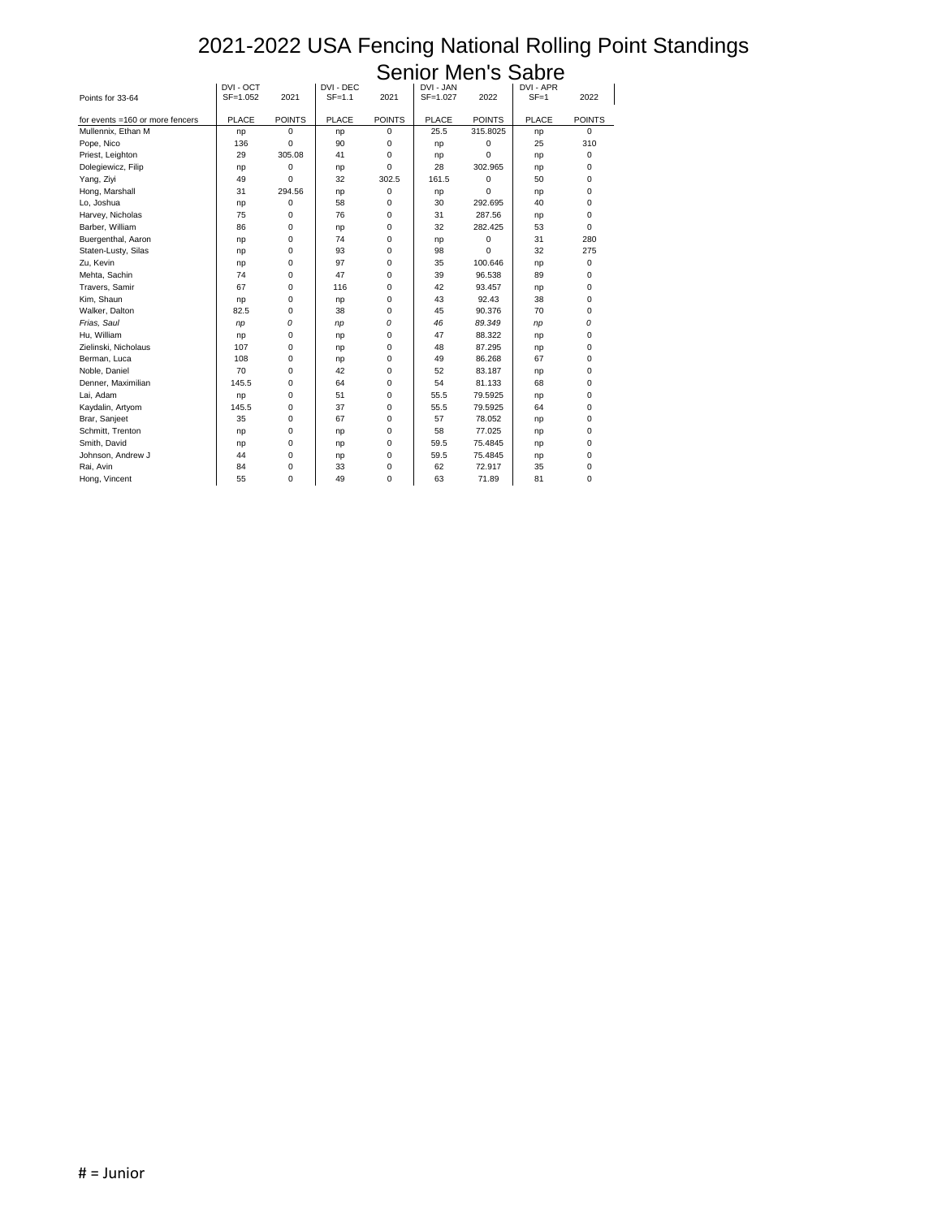# 2021-2022 USA Fencing National Rolling Point Standings
## Senior Men's Sabre

| Points for 33-64 | DVI - OCT SF=1.052 | 2021 | DVI - DEC SF=1.1 | 2021 | DVI - JAN SF=1.027 | 2022 | DVI - APR SF=1 | 2022 |
|---|---|---|---|---|---|---|---|---|
| for events =160 or more fencers | PLACE | POINTS | PLACE | POINTS | PLACE | POINTS | PLACE | POINTS |
| Mullennix, Ethan M | np | 0 | np | 0 | 25.5 | 315.8025 | np | 0 |
| Pope, Nico | 136 | 0 | 90 | 0 | np | 0 | 25 | 310 |
| Priest, Leighton | 29 | 305.08 | 41 | 0 | np | 0 | np | 0 |
| Dolegiewicz, Filip | np | 0 | np | 0 | 28 | 302.965 | np | 0 |
| Yang, Ziyi | 49 | 0 | 32 | 302.5 | 161.5 | 0 | 50 | 0 |
| Hong, Marshall | 31 | 294.56 | np | 0 | np | 0 | np | 0 |
| Lo, Joshua | np | 0 | 58 | 0 | 30 | 292.695 | 40 | 0 |
| Harvey, Nicholas | 75 | 0 | 76 | 0 | 31 | 287.56 | np | 0 |
| Barber, William | 86 | 0 | np | 0 | 32 | 282.425 | 53 | 0 |
| Buergenthal, Aaron | np | 0 | 74 | 0 | np | 0 | 31 | 280 |
| Staten-Lusty, Silas | np | 0 | 93 | 0 | 98 | 0 | 32 | 275 |
| Zu, Kevin | np | 0 | 97 | 0 | 35 | 100.646 | np | 0 |
| Mehta, Sachin | 74 | 0 | 47 | 0 | 39 | 96.538 | 89 | 0 |
| Travers, Samir | 67 | 0 | 116 | 0 | 42 | 93.457 | np | 0 |
| Kim, Shaun | np | 0 | np | 0 | 43 | 92.43 | 38 | 0 |
| Walker, Dalton | 82.5 | 0 | 38 | 0 | 45 | 90.376 | 70 | 0 |
| *Frias, Saul* | *np* | *0* | *np* | *0* | *46* | *89.349* | *np* | *0* |
| Hu, William | np | 0 | np | 0 | 47 | 88.322 | np | 0 |
| Zielinski, Nicholaus | 107 | 0 | np | 0 | 48 | 87.295 | np | 0 |
| Berman, Luca | 108 | 0 | np | 0 | 49 | 86.268 | 67 | 0 |
| Noble, Daniel | 70 | 0 | 42 | 0 | 52 | 83.187 | np | 0 |
| Denner, Maximilian | 145.5 | 0 | 64 | 0 | 54 | 81.133 | 68 | 0 |
| Lai, Adam | np | 0 | 51 | 0 | 55.5 | 79.5925 | np | 0 |
| Kaydalin, Artyom | 145.5 | 0 | 37 | 0 | 55.5 | 79.5925 | 64 | 0 |
| Brar, Sanjeet | 35 | 0 | 67 | 0 | 57 | 78.052 | np | 0 |
| Schmitt, Trenton | np | 0 | np | 0 | 58 | 77.025 | np | 0 |
| Smith, David | np | 0 | np | 0 | 59.5 | 75.4845 | np | 0 |
| Johnson, Andrew J | 44 | 0 | np | 0 | 59.5 | 75.4845 | np | 0 |
| Rai, Avin | 84 | 0 | 33 | 0 | 62 | 72.917 | 35 | 0 |
| Hong, Vincent | 55 | 0 | 49 | 0 | 63 | 71.89 | 81 | 0 |

# = Junior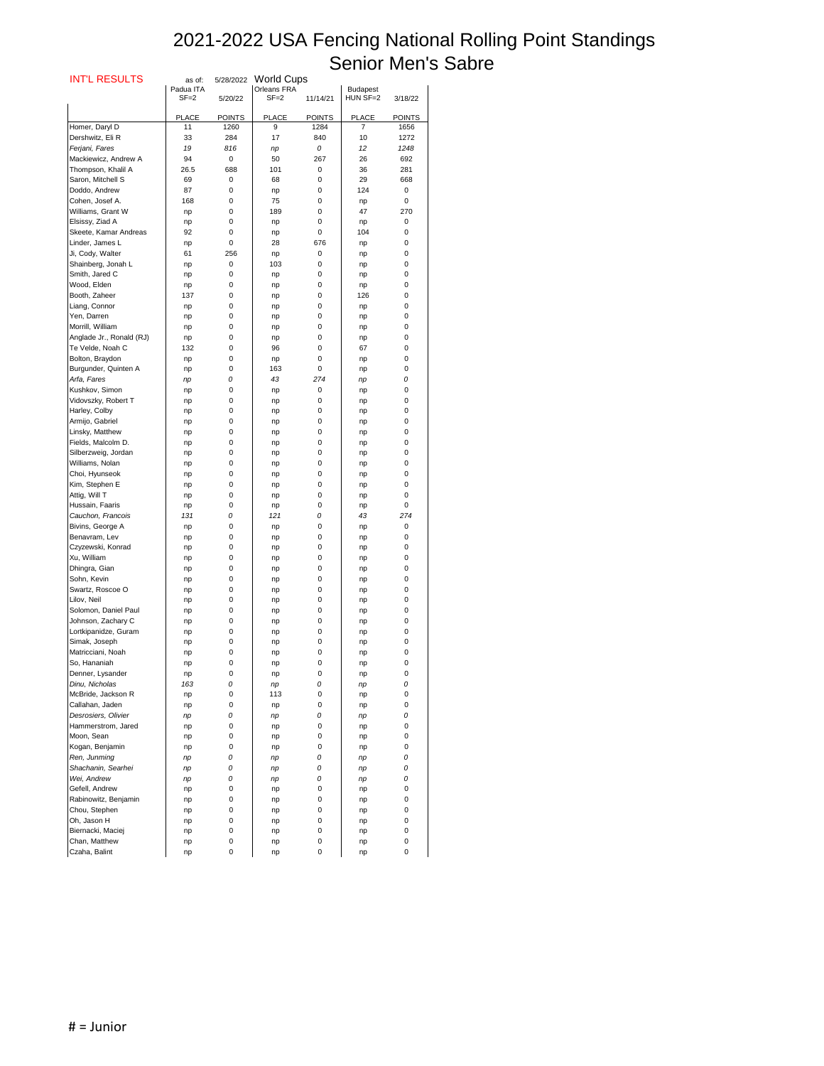# 2021-2022 USA Fencing National Rolling Point Standings
## Senior Men's Sabre

INT'L RESULTS — as of: 5/28/2022 — World Cups

| | Padua ITA SF=2 | 5/20/22 | Orleans FRA SF=2 | 11/14/21 | Budapest HUN SF=2 | 3/18/22 |
|---|---|---|---|---|---|---|
| | PLACE | POINTS | PLACE | POINTS | PLACE | POINTS |
| Homer, Daryl D | 11 | 1260 | 9 | 1284 | 7 | 1656 |
| Dershwitz, Eli R | 33 | 284 | 17 | 840 | 10 | 1272 |
| *Ferjani, Fares* | *19* | *816* | *np* | *0* | *12* | *1248* |
| Mackiewicz, Andrew A | 94 | 0 | 50 | 267 | 26 | 692 |
| Thompson, Khalil A | 26.5 | 688 | 101 | 0 | 36 | 281 |
| Saron, Mitchell S | 69 | 0 | 68 | 0 | 29 | 668 |
| Doddo, Andrew | 87 | 0 | np | 0 | 124 | 0 |
| Cohen, Josef A. | 168 | 0 | 75 | 0 | np | 0 |
| Williams, Grant W | np | 0 | 189 | 0 | 47 | 270 |
| Elsissy, Ziad A | np | 0 | np | 0 | np | 0 |
| Skeete, Kamar Andreas | 92 | 0 | np | 0 | 104 | 0 |
| Linder, James L | np | 0 | 28 | 676 | np | 0 |
| Ji, Cody, Walter | 61 | 256 | np | 0 | np | 0 |
| Shainberg, Jonah L | np | 0 | 103 | 0 | np | 0 |
| Smith, Jared C | np | 0 | np | 0 | np | 0 |
| Wood, Elden | np | 0 | np | 0 | np | 0 |
| Booth, Zaheer | 137 | 0 | np | 0 | 126 | 0 |
| Liang, Connor | np | 0 | np | 0 | np | 0 |
| Yen, Darren | np | 0 | np | 0 | np | 0 |
| Morrill, William | np | 0 | np | 0 | np | 0 |
| Anglade Jr., Ronald (RJ) | np | 0 | np | 0 | np | 0 |
| Te Velde, Noah C | 132 | 0 | 96 | 0 | 67 | 0 |
| Bolton, Braydon | np | 0 | np | 0 | np | 0 |
| Burgunder, Quinten A | np | 0 | 163 | 0 | np | 0 |
| *Arfa, Fares* | *np* | *0* | *43* | *274* | *np* | *0* |
| Kushkov, Simon | np | 0 | np | 0 | np | 0 |
| Vidovszky, Robert T | np | 0 | np | 0 | np | 0 |
| Harley, Colby | np | 0 | np | 0 | np | 0 |
| Armijo, Gabriel | np | 0 | np | 0 | np | 0 |
| Linsky, Matthew | np | 0 | np | 0 | np | 0 |
| Fields, Malcolm D. | np | 0 | np | 0 | np | 0 |
| Silberzweig, Jordan | np | 0 | np | 0 | np | 0 |
| Williams, Nolan | np | 0 | np | 0 | np | 0 |
| Choi, Hyunseok | np | 0 | np | 0 | np | 0 |
| Kim, Stephen E | np | 0 | np | 0 | np | 0 |
| Attig, Will T | np | 0 | np | 0 | np | 0 |
| Hussain, Faaris | np | 0 | np | 0 | np | 0 |
| *Cauchon, Francois* | *131* | *0* | *121* | *0* | *43* | *274* |
| Bivins, George A | np | 0 | np | 0 | np | 0 |
| Benavram, Lev | np | 0 | np | 0 | np | 0 |
| Czyzewski, Konrad | np | 0 | np | 0 | np | 0 |
| Xu, William | np | 0 | np | 0 | np | 0 |
| Dhingra, Gian | np | 0 | np | 0 | np | 0 |
| Sohn, Kevin | np | 0 | np | 0 | np | 0 |
| Swartz, Roscoe O | np | 0 | np | 0 | np | 0 |
| Lilov, Neil | np | 0 | np | 0 | np | 0 |
| Solomon, Daniel Paul | np | 0 | np | 0 | np | 0 |
| Johnson, Zachary C | np | 0 | np | 0 | np | 0 |
| Lortkipanidze, Guram | np | 0 | np | 0 | np | 0 |
| Simak, Joseph | np | 0 | np | 0 | np | 0 |
| Matricciani, Noah | np | 0 | np | 0 | np | 0 |
| So, Hananiah | np | 0 | np | 0 | np | 0 |
| Denner, Lysander | np | 0 | np | 0 | np | 0 |
| *Dinu, Nicholas* | *163* | *0* | *np* | *0* | *np* | *0* |
| McBride, Jackson R | np | 0 | 113 | 0 | np | 0 |
| Callahan, Jaden | np | 0 | np | 0 | np | 0 |
| *Desrosiers, Olivier* | *np* | *0* | *np* | *0* | *np* | *0* |
| Hammerstrom, Jared | np | 0 | np | 0 | np | 0 |
| Moon, Sean | np | 0 | np | 0 | np | 0 |
| Kogan, Benjamin | np | 0 | np | 0 | np | 0 |
| *Ren, Junming* | *np* | *0* | *np* | *0* | *np* | *0* |
| *Shachanin, Searhei* | *np* | *0* | *np* | *0* | *np* | *0* |
| *Wei, Andrew* | *np* | *0* | *np* | *0* | *np* | *0* |
| Gefell, Andrew | np | 0 | np | 0 | np | 0 |
| Rabinowitz, Benjamin | np | 0 | np | 0 | np | 0 |
| Chou, Stephen | np | 0 | np | 0 | np | 0 |
| Oh, Jason H | np | 0 | np | 0 | np | 0 |
| Biernacki, Maciej | np | 0 | np | 0 | np | 0 |
| Chan, Matthew | np | 0 | np | 0 | np | 0 |
| Czaha, Balint | np | 0 | np | 0 | np | 0 |

# = Junior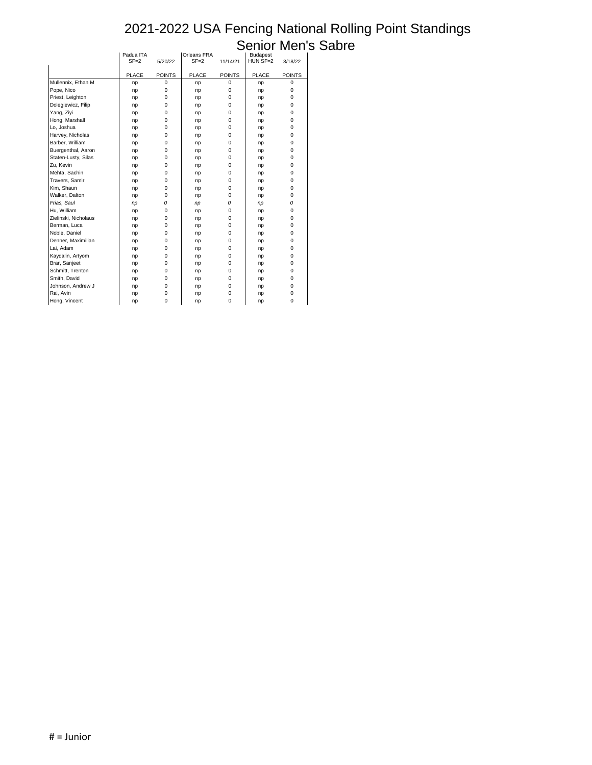# 2021-2022 USA Fencing National Rolling Point Standings
## Senior Men's Sabre

| | Padua ITA SF=2 | 5/20/22 | Orleans FRA SF=2 | 11/14/21 | Budapest HUN SF=2 | 3/18/22 |
|---|---|---|---|---|---|---|
| | PLACE | POINTS | PLACE | POINTS | PLACE | POINTS |
| Mullennix, Ethan M | np | 0 | np | 0 | np | 0 |
| Pope, Nico | np | 0 | np | 0 | np | 0 |
| Priest, Leighton | np | 0 | np | 0 | np | 0 |
| Dolegiewicz, Filip | np | 0 | np | 0 | np | 0 |
| Yang, Ziyi | np | 0 | np | 0 | np | 0 |
| Hong, Marshall | np | 0 | np | 0 | np | 0 |
| Lo, Joshua | np | 0 | np | 0 | np | 0 |
| Harvey, Nicholas | np | 0 | np | 0 | np | 0 |
| Barber, William | np | 0 | np | 0 | np | 0 |
| Buergenthal, Aaron | np | 0 | np | 0 | np | 0 |
| Staten-Lusty, Silas | np | 0 | np | 0 | np | 0 |
| Zu, Kevin | np | 0 | np | 0 | np | 0 |
| Mehta, Sachin | np | 0 | np | 0 | np | 0 |
| Travers, Samir | np | 0 | np | 0 | np | 0 |
| Kim, Shaun | np | 0 | np | 0 | np | 0 |
| Walker, Dalton | np | 0 | np | 0 | np | 0 |
| *Frias, Saul* | *np* | *0* | *np* | *0* | *np* | *0* |
| Hu, William | np | 0 | np | 0 | np | 0 |
| Zielinski, Nicholaus | np | 0 | np | 0 | np | 0 |
| Berman, Luca | np | 0 | np | 0 | np | 0 |
| Noble, Daniel | np | 0 | np | 0 | np | 0 |
| Denner, Maximilian | np | 0 | np | 0 | np | 0 |
| Lai, Adam | np | 0 | np | 0 | np | 0 |
| Kaydalin, Artyom | np | 0 | np | 0 | np | 0 |
| Brar, Sanjeet | np | 0 | np | 0 | np | 0 |
| Schmitt, Trenton | np | 0 | np | 0 | np | 0 |
| Smith, David | np | 0 | np | 0 | np | 0 |
| Johnson, Andrew J | np | 0 | np | 0 | np | 0 |
| Rai, Avin | np | 0 | np | 0 | np | 0 |
| Hong, Vincent | np | 0 | np | 0 | np | 0 |

# = Junior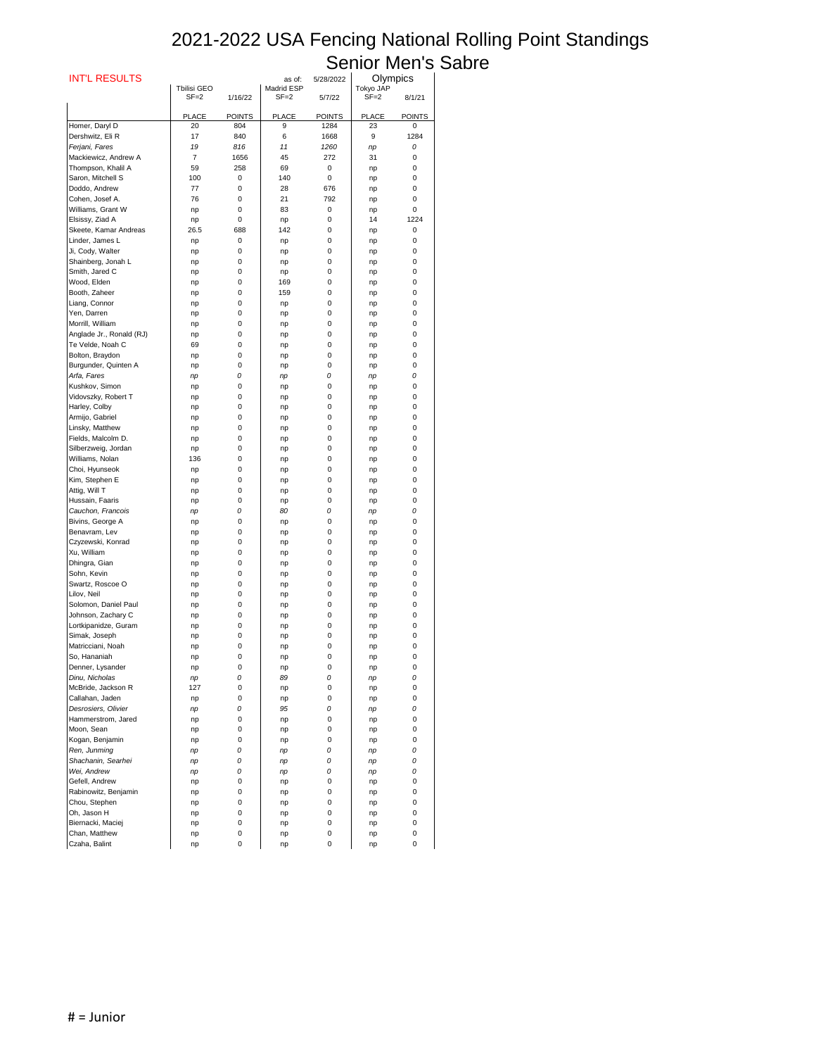# 2021-2022 USA Fencing National Rolling Point Standings
## Senior Men's Sabre

INT'L RESULTS

| | Tbilisi GEO SF=2 | 1/16/22 | as of: Madrid ESP SF=2 | 5/28/2022 5/7/22 | Olympics Tokyo JAP SF=2 | 8/1/21 |
|---|---|---|---|---|---|---|
| | PLACE | POINTS | PLACE | POINTS | PLACE | POINTS |
| Homer, Daryl D | 20 | 804 | 9 | 1284 | 23 | 0 |
| Dershwitz, Eli R | 17 | 840 | 6 | 1668 | 9 | 1284 |
| *Ferjani, Fares* | *19* | *816* | *11* | *1260* | *np* | *0* |
| Mackiewicz, Andrew A | 7 | 1656 | 45 | 272 | 31 | 0 |
| Thompson, Khalil A | 59 | 258 | 69 | 0 | np | 0 |
| Saron, Mitchell S | 100 | 0 | 140 | 0 | np | 0 |
| Doddo, Andrew | 77 | 0 | 28 | 676 | np | 0 |
| Cohen, Josef A. | 76 | 0 | 21 | 792 | np | 0 |
| Williams, Grant W | np | 0 | 83 | 0 | np | 0 |
| Elsissy, Ziad A | np | 0 | np | 0 | 14 | 1224 |
| Skeete, Kamar Andreas | 26.5 | 688 | 142 | 0 | np | 0 |
| Linder, James L | np | 0 | np | 0 | np | 0 |
| Ji, Cody, Walter | np | 0 | np | 0 | np | 0 |
| Shainberg, Jonah L | np | 0 | np | 0 | np | 0 |
| Smith, Jared C | np | 0 | np | 0 | np | 0 |
| Wood, Elden | np | 0 | 169 | 0 | np | 0 |
| Booth, Zaheer | np | 0 | 159 | 0 | np | 0 |
| Liang, Connor | np | 0 | np | 0 | np | 0 |
| Yen, Darren | np | 0 | np | 0 | np | 0 |
| Morrill, William | np | 0 | np | 0 | np | 0 |
| Anglade Jr., Ronald (RJ) | np | 0 | np | 0 | np | 0 |
| Te Velde, Noah C | 69 | 0 | np | 0 | np | 0 |
| Bolton, Braydon | np | 0 | np | 0 | np | 0 |
| Burgunder, Quinten A | np | 0 | np | 0 | np | 0 |
| *Arfa, Fares* | *np* | *0* | *np* | *0* | *np* | *0* |
| Kushkov, Simon | np | 0 | np | 0 | np | 0 |
| Vidovszky, Robert T | np | 0 | np | 0 | np | 0 |
| Harley, Colby | np | 0 | np | 0 | np | 0 |
| Armijo, Gabriel | np | 0 | np | 0 | np | 0 |
| Linsky, Matthew | np | 0 | np | 0 | np | 0 |
| Fields, Malcolm D. | np | 0 | np | 0 | np | 0 |
| Silberzweig, Jordan | np | 0 | np | 0 | np | 0 |
| Williams, Nolan | 136 | 0 | np | 0 | np | 0 |
| Choi, Hyunseok | np | 0 | np | 0 | np | 0 |
| Kim, Stephen E | np | 0 | np | 0 | np | 0 |
| Attig, Will T | np | 0 | np | 0 | np | 0 |
| Hussain, Faaris | np | 0 | np | 0 | np | 0 |
| *Cauchon, Francois* | *np* | *0* | *80* | *0* | *np* | *0* |
| Bivins, George A | np | 0 | np | 0 | np | 0 |
| Benavram, Lev | np | 0 | np | 0 | np | 0 |
| Czyzewski, Konrad | np | 0 | np | 0 | np | 0 |
| Xu, William | np | 0 | np | 0 | np | 0 |
| Dhingra, Gian | np | 0 | np | 0 | np | 0 |
| Sohn, Kevin | np | 0 | np | 0 | np | 0 |
| Swartz, Roscoe O | np | 0 | np | 0 | np | 0 |
| Lilov, Neil | np | 0 | np | 0 | np | 0 |
| Solomon, Daniel Paul | np | 0 | np | 0 | np | 0 |
| Johnson, Zachary C | np | 0 | np | 0 | np | 0 |
| Lortkipanidze, Guram | np | 0 | np | 0 | np | 0 |
| Simak, Joseph | np | 0 | np | 0 | np | 0 |
| Matricciani, Noah | np | 0 | np | 0 | np | 0 |
| So, Hananiah | np | 0 | np | 0 | np | 0 |
| Denner, Lysander | np | 0 | np | 0 | np | 0 |
| *Dinu, Nicholas* | *np* | *0* | *89* | *0* | *np* | *0* |
| McBride, Jackson R | 127 | 0 | np | 0 | np | 0 |
| Callahan, Jaden | np | 0 | np | 0 | np | 0 |
| *Desrosiers, Olivier* | *np* | *0* | *95* | *0* | *np* | *0* |
| Hammerstrom, Jared | np | 0 | np | 0 | np | 0 |
| Moon, Sean | np | 0 | np | 0 | np | 0 |
| Kogan, Benjamin | np | 0 | np | 0 | np | 0 |
| *Ren, Junming* | *np* | *0* | *np* | *0* | *np* | *0* |
| *Shachanin, Searhei* | *np* | *0* | *np* | *0* | *np* | *0* |
| *Wei, Andrew* | *np* | *0* | *np* | *0* | *np* | *0* |
| Gefell, Andrew | np | 0 | np | 0 | np | 0 |
| Rabinowitz, Benjamin | np | 0 | np | 0 | np | 0 |
| Chou, Stephen | np | 0 | np | 0 | np | 0 |
| Oh, Jason H | np | 0 | np | 0 | np | 0 |
| Biernacki, Maciej | np | 0 | np | 0 | np | 0 |
| Chan, Matthew | np | 0 | np | 0 | np | 0 |
| Czaha, Balint | np | 0 | np | 0 | np | 0 |

# = Junior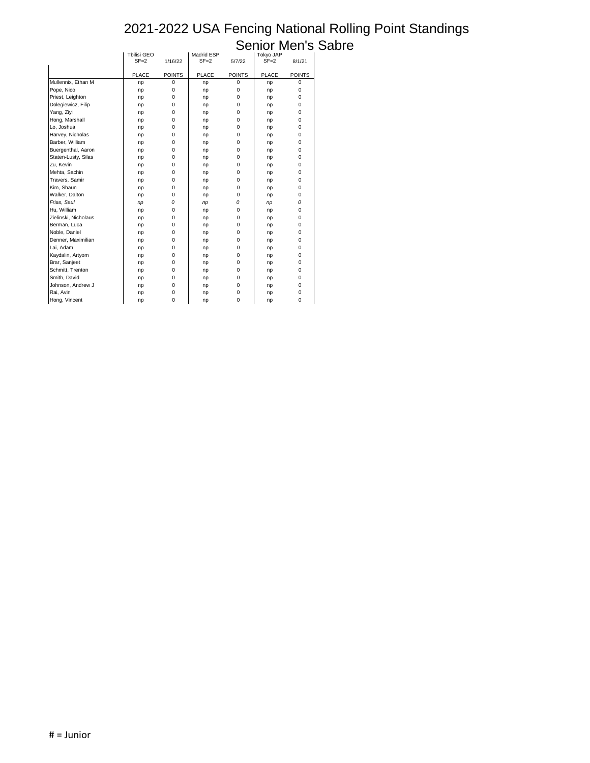# 2021-2022 USA Fencing National Rolling Point Standings
## Senior Men's Sabre

| | Tbilisi GEO SF=2 | 1/16/22 | Madrid ESP SF=2 | 5/7/22 | Tokyo JAP SF=2 | 8/1/21 |
|---|---|---|---|---|---|---|
| | PLACE | POINTS | PLACE | POINTS | PLACE | POINTS |
| Mullennix, Ethan M | np | 0 | np | 0 | np | 0 |
| Pope, Nico | np | 0 | np | 0 | np | 0 |
| Priest, Leighton | np | 0 | np | 0 | np | 0 |
| Dolegiewicz, Filip | np | 0 | np | 0 | np | 0 |
| Yang, Ziyi | np | 0 | np | 0 | np | 0 |
| Hong, Marshall | np | 0 | np | 0 | np | 0 |
| Lo, Joshua | np | 0 | np | 0 | np | 0 |
| Harvey, Nicholas | np | 0 | np | 0 | np | 0 |
| Barber, William | np | 0 | np | 0 | np | 0 |
| Buergenthal, Aaron | np | 0 | np | 0 | np | 0 |
| Staten-Lusty, Silas | np | 0 | np | 0 | np | 0 |
| Zu, Kevin | np | 0 | np | 0 | np | 0 |
| Mehta, Sachin | np | 0 | np | 0 | np | 0 |
| Travers, Samir | np | 0 | np | 0 | np | 0 |
| Kim, Shaun | np | 0 | np | 0 | np | 0 |
| Walker, Dalton | np | 0 | np | 0 | np | 0 |
| *Frias, Saul* | *np* | *0* | *np* | *0* | *np* | *0* |
| Hu, William | np | 0 | np | 0 | np | 0 |
| Zielinski, Nicholaus | np | 0 | np | 0 | np | 0 |
| Berman, Luca | np | 0 | np | 0 | np | 0 |
| Noble, Daniel | np | 0 | np | 0 | np | 0 |
| Denner, Maximilian | np | 0 | np | 0 | np | 0 |
| Lai, Adam | np | 0 | np | 0 | np | 0 |
| Kaydalin, Artyom | np | 0 | np | 0 | np | 0 |
| Brar, Sanjeet | np | 0 | np | 0 | np | 0 |
| Schmitt, Trenton | np | 0 | np | 0 | np | 0 |
| Smith, David | np | 0 | np | 0 | np | 0 |
| Johnson, Andrew J | np | 0 | np | 0 | np | 0 |
| Rai, Avin | np | 0 | np | 0 | np | 0 |
| Hong, Vincent | np | 0 | np | 0 | np | 0 |

# = Junior